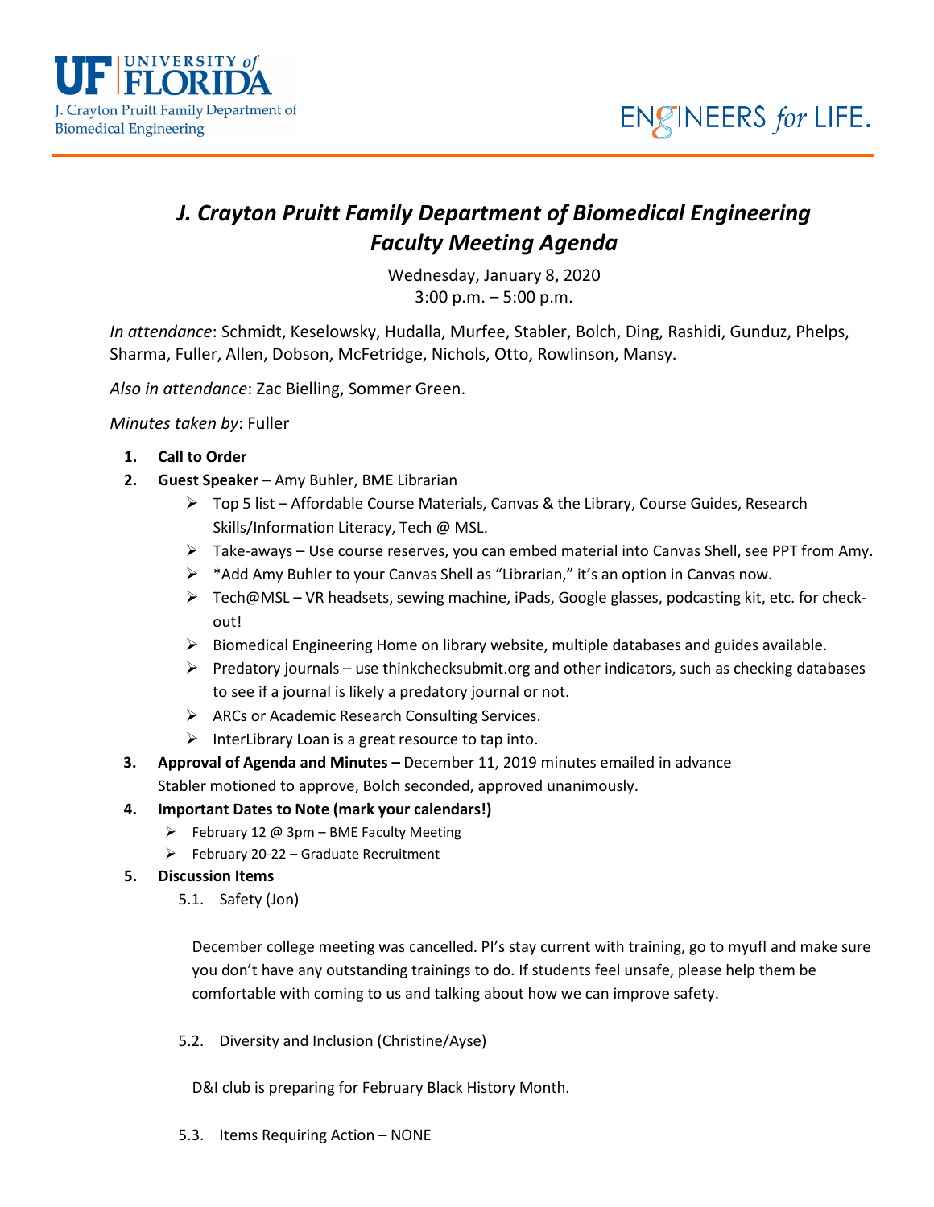UF | UNIVERSITY of FLORIDA
J. Crayton Pruitt Family Department of Biomedical Engineering

ENGINEERS *for* LIFE.

# *J. Crayton Pruitt Family Department of Biomedical Engineering Faculty Meeting Agenda*

Wednesday, January 8, 2020
3:00 p.m. – 5:00 p.m.

*In attendance*: Schmidt, Keselowsky, Hudalla, Murfee, Stabler, Bolch, Ding, Rashidi, Gunduz, Phelps, Sharma, Fuller, Allen, Dobson, McFetridge, Nichols, Otto, Rowlinson, Mansy.

*Also in attendance*: Zac Bielling, Sommer Green.

*Minutes taken by*: Fuller

1. **Call to Order**
2. **Guest Speaker –** Amy Buhler, BME Librarian
   - Top 5 list – Affordable Course Materials, Canvas & the Library, Course Guides, Research Skills/Information Literacy, Tech @ MSL.
   - Take-aways – Use course reserves, you can embed material into Canvas Shell, see PPT from Amy.
   - *Add Amy Buhler to your Canvas Shell as "Librarian," it's an option in Canvas now.
   - Tech@MSL – VR headsets, sewing machine, iPads, Google glasses, podcasting kit, etc. for check-out!
   - Biomedical Engineering Home on library website, multiple databases and guides available.
   - Predatory journals – use thinkchecksubmit.org and other indicators, such as checking databases to see if a journal is likely a predatory journal or not.
   - ARCs or Academic Research Consulting Services.
   - InterLibrary Loan is a great resource to tap into.
3. **Approval of Agenda and Minutes –** December 11, 2019 minutes emailed in advance
   Stabler motioned to approve, Bolch seconded, approved unanimously.
4. **Important Dates to Note (mark your calendars!)**
   - February 12 @ 3pm – BME Faculty Meeting
   - February 20-22 – Graduate Recruitment
5. **Discussion Items**

   5.1. Safety (Jon)

   December college meeting was cancelled. PI's stay current with training, go to myufl and make sure you don't have any outstanding trainings to do. If students feel unsafe, please help them be comfortable with coming to us and talking about how we can improve safety.

   5.2. Diversity and Inclusion (Christine/Ayse)

   D&I club is preparing for February Black History Month.

   5.3. Items Requiring Action – NONE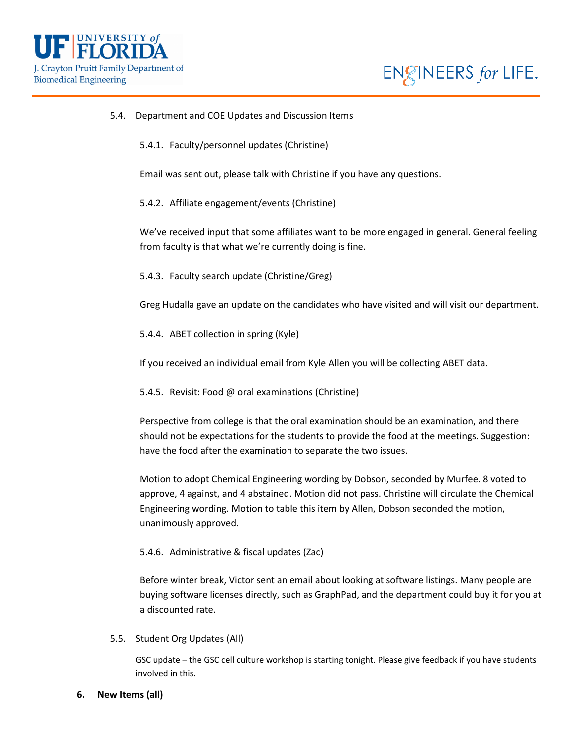5.4. Department and COE Updates and Discussion Items

5.4.1. Faculty/personnel updates (Christine)

Email was sent out, please talk with Christine if you have any questions.

5.4.2. Affiliate engagement/events (Christine)

We've received input that some affiliates want to be more engaged in general. General feeling from faculty is that what we're currently doing is fine.

5.4.3. Faculty search update (Christine/Greg)

Greg Hudalla gave an update on the candidates who have visited and will visit our department.

5.4.4. ABET collection in spring (Kyle)

If you received an individual email from Kyle Allen you will be collecting ABET data.

5.4.5. Revisit: Food @ oral examinations (Christine)

Perspective from college is that the oral examination should be an examination, and there should not be expectations for the students to provide the food at the meetings. Suggestion: have the food after the examination to separate the two issues.

Motion to adopt Chemical Engineering wording by Dobson, seconded by Murfee. 8 voted to approve, 4 against, and 4 abstained. Motion did not pass. Christine will circulate the Chemical Engineering wording. Motion to table this item by Allen, Dobson seconded the motion, unanimously approved.

5.4.6. Administrative & fiscal updates (Zac)

Before winter break, Victor sent an email about looking at software listings. Many people are buying software licenses directly, such as GraphPad, and the department could buy it for you at a discounted rate.

5.5. Student Org Updates (All)

GSC update – the GSC cell culture workshop is starting tonight. Please give feedback if you have students involved in this.

**6. New Items (all)**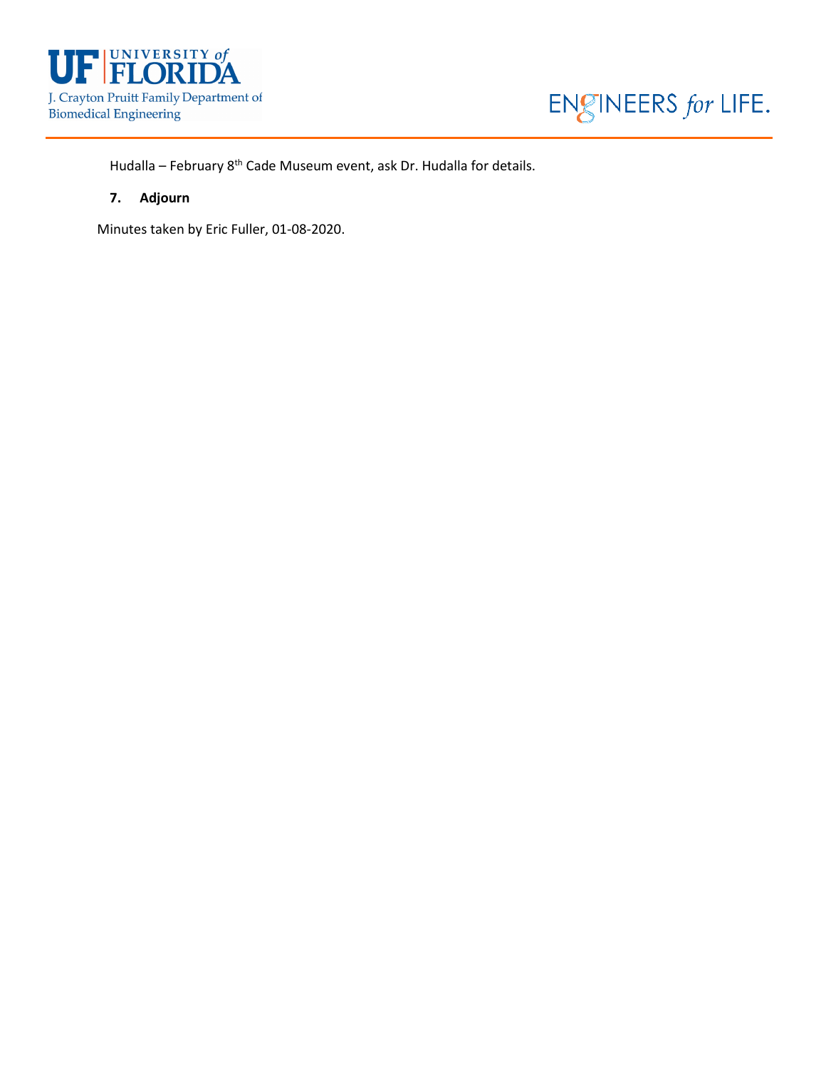Hudalla – February 8th Cade Museum event, ask Dr. Hudalla for details.

**7. Adjourn**

Minutes taken by Eric Fuller, 01-08-2020.